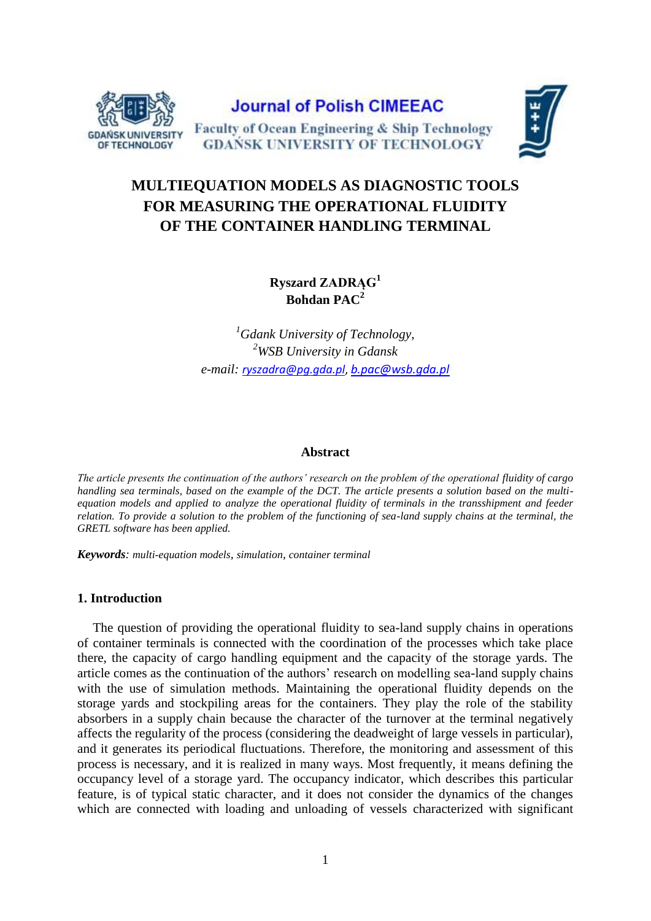Journal of Polish CIMEEAC

Faculty of Ocean Engineering & Ship Technology
GDAŃSK UNIVERSITY OF TECHNOLOGY

# MULTIEQUATION MODELS AS DIAGNOSTIC TOOLS FOR MEASURING THE OPERATIONAL FLUIDITY OF THE CONTAINER HANDLING TERMINAL

**Ryszard ZADRĄG[1]**
**Bohdan PAC[2]**

[1]*Gdank University of Technology,*
[2]*WSB University in Gdansk*
*e-mail: ryszadra@pg.gda.pl, b.pac@wsb.gda.pl*

## Abstract

*The article presents the continuation of the authors' research on the problem of the operational fluidity of cargo handling sea terminals, based on the example of the DCT. The article presents a solution based on the multi-equation models and applied to analyze the operational fluidity of terminals in the transshipment and feeder relation. To provide a solution to the problem of the functioning of sea-land supply chains at the terminal, the GRETL software has been applied.*

***Keywords****: multi-equation models, simulation, container terminal*

## 1. Introduction

The question of providing the operational fluidity to sea-land supply chains in operations of container terminals is connected with the coordination of the processes which take place there, the capacity of cargo handling equipment and the capacity of the storage yards. The article comes as the continuation of the authors' research on modelling sea-land supply chains with the use of simulation methods. Maintaining the operational fluidity depends on the storage yards and stockpiling areas for the containers. They play the role of the stability absorbers in a supply chain because the character of the turnover at the terminal negatively affects the regularity of the process (considering the deadweight of large vessels in particular), and it generates its periodical fluctuations. Therefore, the monitoring and assessment of this process is necessary, and it is realized in many ways. Most frequently, it means defining the occupancy level of a storage yard. The occupancy indicator, which describes this particular feature, is of typical static character, and it does not consider the dynamics of the changes which are connected with loading and unloading of vessels characterized with significant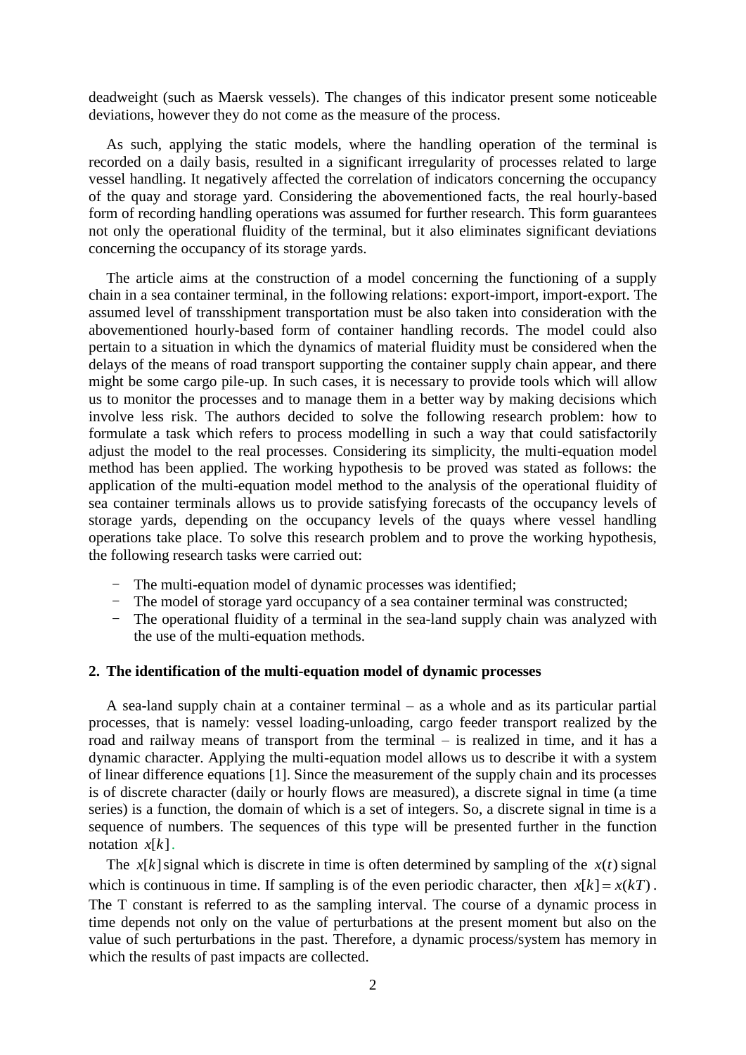deadweight (such as Maersk vessels). The changes of this indicator present some noticeable deviations, however they do not come as the measure of the process.

As such, applying the static models, where the handling operation of the terminal is recorded on a daily basis, resulted in a significant irregularity of processes related to large vessel handling. It negatively affected the correlation of indicators concerning the occupancy of the quay and storage yard. Considering the abovementioned facts, the real hourly-based form of recording handling operations was assumed for further research. This form guarantees not only the operational fluidity of the terminal, but it also eliminates significant deviations concerning the occupancy of its storage yards.

The article aims at the construction of a model concerning the functioning of a supply chain in a sea container terminal, in the following relations: export-import, import-export. The assumed level of transshipment transportation must be also taken into consideration with the abovementioned hourly-based form of container handling records. The model could also pertain to a situation in which the dynamics of material fluidity must be considered when the delays of the means of road transport supporting the container supply chain appear, and there might be some cargo pile-up. In such cases, it is necessary to provide tools which will allow us to monitor the processes and to manage them in a better way by making decisions which involve less risk. The authors decided to solve the following research problem: how to formulate a task which refers to process modelling in such a way that could satisfactorily adjust the model to the real processes. Considering its simplicity, the multi-equation model method has been applied. The working hypothesis to be proved was stated as follows: the application of the multi-equation model method to the analysis of the operational fluidity of sea container terminals allows us to provide satisfying forecasts of the occupancy levels of storage yards, depending on the occupancy levels of the quays where vessel handling operations take place. To solve this research problem and to prove the working hypothesis, the following research tasks were carried out:

- The multi-equation model of dynamic processes was identified;
- The model of storage yard occupancy of a sea container terminal was constructed;
- The operational fluidity of a terminal in the sea-land supply chain was analyzed with the use of the multi-equation methods.

## 2. The identification of the multi-equation model of dynamic processes

A sea-land supply chain at a container terminal – as a whole and as its particular partial processes, that is namely: vessel loading-unloading, cargo feeder transport realized by the road and railway means of transport from the terminal – is realized in time, and it has a dynamic character. Applying the multi-equation model allows us to describe it with a system of linear difference equations [1]. Since the measurement of the supply chain and its processes is of discrete character (daily or hourly flows are measured), a discrete signal in time (a time series) is a function, the domain of which is a set of integers. So, a discrete signal in time is a sequence of numbers. The sequences of this type will be presented further in the function notation $x[k]$.

The $x[k]$ signal which is discrete in time is often determined by sampling of the $x(t)$ signal which is continuous in time. If sampling is of the even periodic character, then $x[k] = x(kT)$. The T constant is referred to as the sampling interval. The course of a dynamic process in time depends not only on the value of perturbations at the present moment but also on the value of such perturbations in the past. Therefore, a dynamic process/system has memory in which the results of past impacts are collected.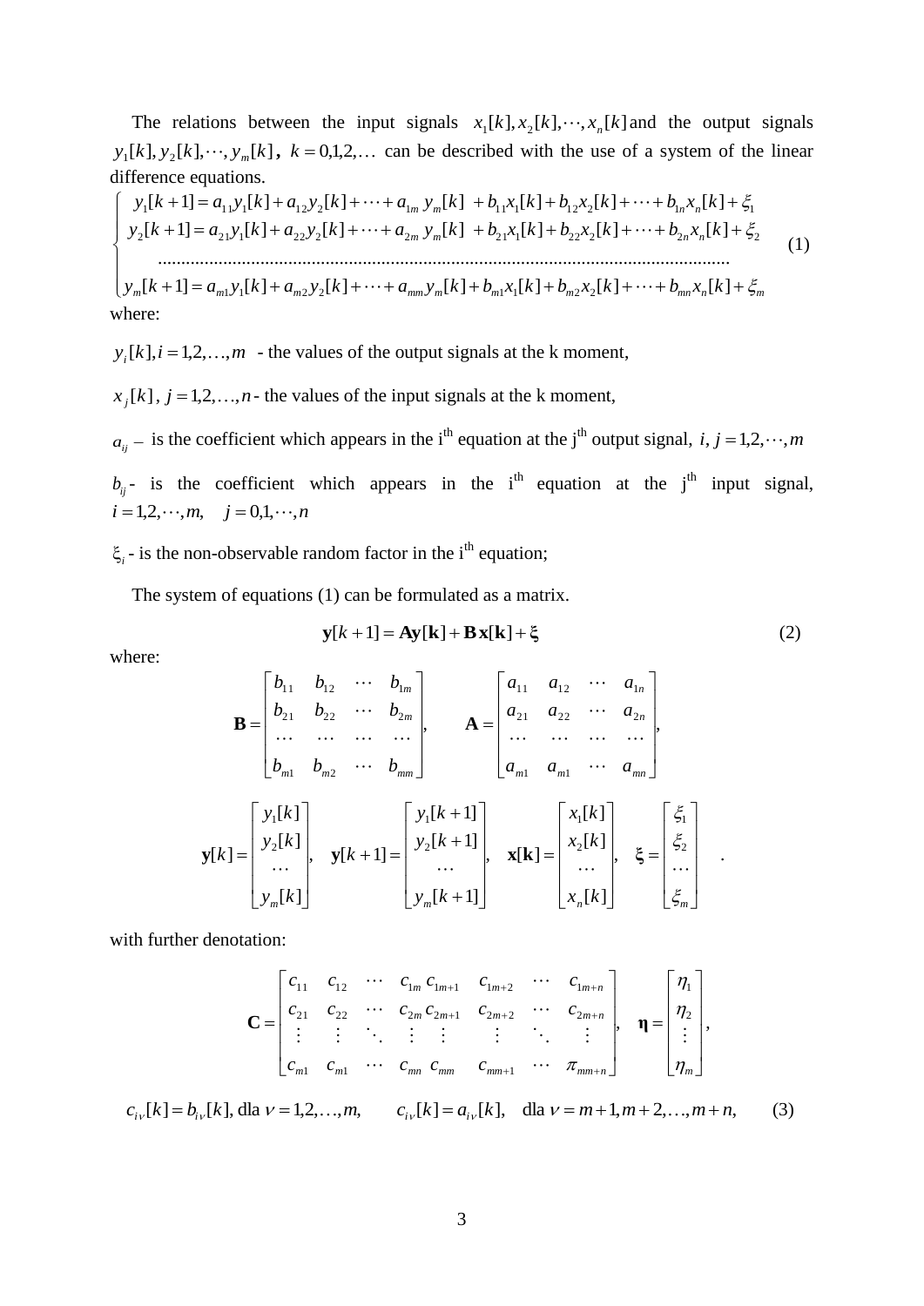The relations between the input signals $x_1[k], x_2[k], \cdots, x_n[k]$ and the output signals $y_1[k], y_2[k], \cdots, y_m[k]$, $k = 0,1,2,\ldots$ can be described with the use of a system of the linear difference equations.

$$
\begin{cases}
y_1[k+1] = a_{11}y_1[k] + a_{12}y_2[k] + \cdots + a_{1m}\, y_m[k] \; + b_{11}x_1[k] + b_{12}x_2[k] + \cdots + b_{1n}x_n[k] + \xi_1 \\
y_2[k+1] = a_{21}y_1[k] + a_{22}y_2[k] + \cdots + a_{2m}\, y_m[k] \; + b_{21}x_1[k] + b_{22}x_2[k] + \cdots + b_{2n}x_n[k] + \xi_2 \\
\qquad \cdots\cdots\cdots\cdots\cdots\cdots\cdots\cdots\cdots\cdots\cdots\cdots\cdots\cdots\cdots\cdots\cdots\cdots\cdots\cdots \\
y_m[k+1] = a_{m1}y_1[k] + a_{m2}y_2[k] + \cdots + a_{mm}y_m[k] + b_{m1}x_1[k] + b_{m2}x_2[k] + \cdots + b_{mn}x_n[k] + \xi_m
\end{cases}
\tag{1}
$$

where:

$y_i[k], i = 1,2,\ldots,m$ - the values of the output signals at the k moment,

$x_j[k]$, $j = 1,2,\ldots,n$ - the values of the input signals at the k moment,

$a_{ij}$ – is the coefficient which appears in the i[th] equation at the j[th] output signal, $i, j = 1,2,\cdots,m$

$b_{ij}$ - is the coefficient which appears in the i[th] equation at the j[th] input signal, $i = 1,2,\cdots,m, \quad j = 0,1,\cdots,n$

$\xi_i$ - is the non-observable random factor in the i[th] equation;

The system of equations (1) can be formulated as a matrix.

$$
\mathbf{y}[k+1] = \mathbf{A}\mathbf{y}[\mathbf{k}] + \mathbf{B}\,\mathbf{x}[\mathbf{k}] + \boldsymbol{\xi} \tag{2}
$$

where:

$$
\mathbf{B} = \begin{bmatrix} b_{11} & b_{12} & \cdots & b_{1m} \\ b_{21} & b_{22} & \cdots & b_{2m} \\ \cdots & \cdots & \cdots & \cdots \\ b_{m1} & b_{m2} & \cdots & b_{mm} \end{bmatrix}, \qquad
\mathbf{A} = \begin{bmatrix} a_{11} & a_{12} & \cdots & a_{1n} \\ a_{21} & a_{22} & \cdots & a_{2n} \\ \cdots & \cdots & \cdots & \cdots \\ a_{m1} & a_{m1} & \cdots & a_{mn} \end{bmatrix},
$$

$$
\mathbf{y}[k] = \begin{bmatrix} y_1[k] \\ y_2[k] \\ \cdots \\ y_m[k] \end{bmatrix}, \quad
\mathbf{y}[k+1] = \begin{bmatrix} y_1[k+1] \\ y_2[k+1] \\ \cdots \\ y_m[k+1] \end{bmatrix}, \quad
\mathbf{x}[\mathbf{k}] = \begin{bmatrix} x_1[k] \\ x_2[k] \\ \cdots \\ x_n[k] \end{bmatrix}, \quad
\boldsymbol{\xi} = \begin{bmatrix} \xi_1 \\ \xi_2 \\ \cdots \\ \xi_m \end{bmatrix} .
$$

with further denotation:

$$
\mathbf{C} = \begin{bmatrix} c_{11} & c_{12} & \cdots & c_{1m}\; c_{1m+1} & c_{1m+2} & \cdots & c_{1m+n} \\ c_{21} & c_{22} & \cdots & c_{2m}\; c_{2m+1} & c_{2m+2} & \cdots & c_{2m+n} \\ \vdots & \vdots & \ddots & \vdots \quad \vdots & \vdots & \ddots & \vdots \\ c_{m1} & c_{m1} & \cdots & c_{mn}\; c_{mm} & c_{mm+1} & \cdots & \pi_{mm+n} \end{bmatrix}, \quad
\boldsymbol{\eta} = \begin{bmatrix} \eta_1 \\ \eta_2 \\ \vdots \\ \eta_m \end{bmatrix},
$$

$$
c_{i\nu}[k] = b_{i\nu}[k], \text{ dla } \nu = 1,2,\ldots,m, \qquad c_{i\nu}[k] = a_{i\nu}[k], \quad \text{dla } \nu = m+1, m+2, \ldots, m+n, \tag{3}
$$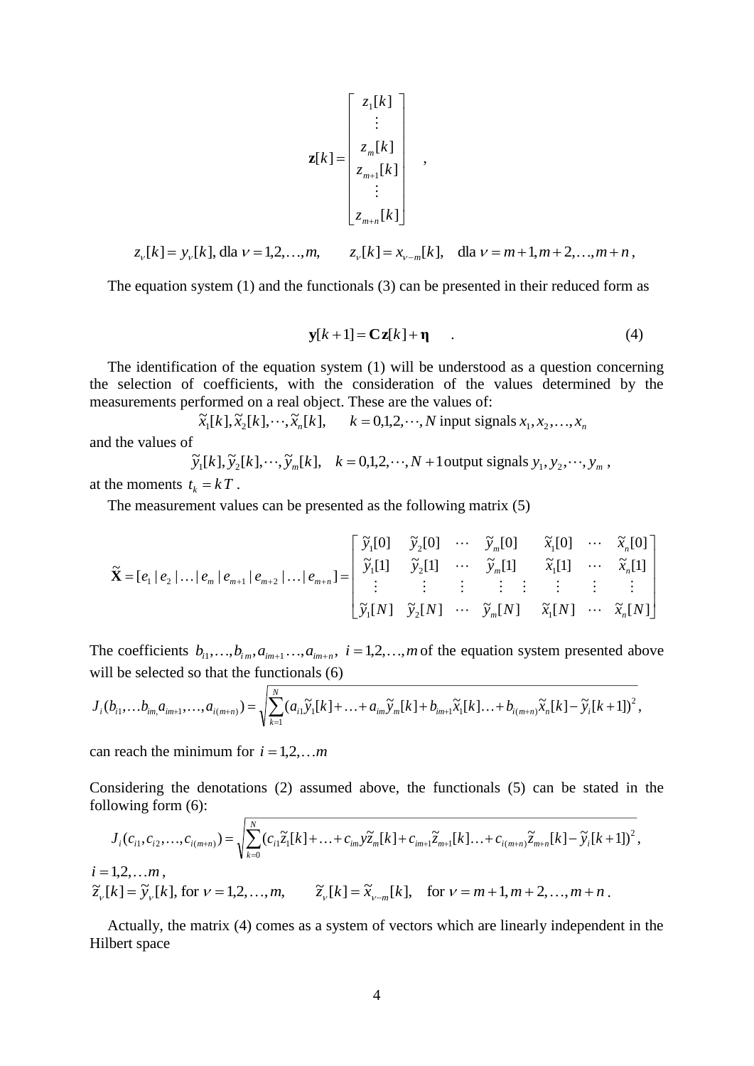$$\mathbf{z}[k] = \begin{bmatrix} z_1[k] \\ \vdots \\ z_m[k] \\ z_{m+1}[k] \\ \vdots \\ z_{m+n}[k] \end{bmatrix} ,$$

$$z_\nu[k] = y_\nu[k], \text{ dla } \nu = 1,2,\ldots,m, \qquad z_\nu[k] = x_{\nu-m}[k], \quad \text{dla } \nu = m+1, m+2, \ldots, m+n,$$

The equation system (1) and the functionals (3) can be presented in their reduced form as

$$\mathbf{y}[k+1] = \mathbf{C}\,\mathbf{z}[k] + \boldsymbol{\eta} \quad . \tag{4}$$

The identification of the equation system (1) will be understood as a question concerning the selection of coefficients, with the consideration of the values determined by the measurements performed on a real object. These are the values of:

$$\tilde{x}_1[k], \tilde{x}_2[k], \cdots, \tilde{x}_n[k], \qquad k = 0,1,2,\cdots,N \text{ input signals } x_1, x_2, \ldots, x_n$$

and the values of

$$\tilde{y}_1[k], \tilde{y}_2[k], \cdots, \tilde{y}_m[k], \quad k = 0,1,2,\cdots,N+1 \text{ output signals } y_1, y_2, \cdots, y_m ,$$

at the moments $t_k = kT$.

The measurement values can be presented as the following matrix (5)

$$\tilde{\mathbf{X}} = [e_1 \,|\, e_2 \,|\, \ldots \,|\, e_m \,|\, e_{m+1} \,|\, e_{m+2} \,|\, \ldots \,|\, e_{m+n}] = \begin{bmatrix} \tilde{y}_1[0] & \tilde{y}_2[0] & \cdots & \tilde{y}_m[0] & \tilde{x}_1[0] & \cdots & \tilde{x}_n[0] \\ \tilde{y}_1[1] & \tilde{y}_2[1] & \cdots & \tilde{y}_m[1] & \tilde{x}_1[1] & \cdots & \tilde{x}_n[1] \\ \vdots & \vdots & \vdots & \vdots \;\; \vdots & \vdots & \vdots & \vdots \\ \tilde{y}_1[N] & \tilde{y}_2[N] & \cdots & \tilde{y}_m[N] & \tilde{x}_1[N] & \cdots & \tilde{x}_n[N] \end{bmatrix}$$

The coefficients $b_{i1}, \ldots, b_{im}, a_{im+1} \ldots, a_{im+n},\ i = 1,2,\ldots,m$ of the equation system presented above will be selected so that the functionals (6)

$$J_i(b_{i1}, \ldots b_{im,} a_{im+1}, \ldots, a_{i(m+n)}) = \sqrt{\sum_{k=1}^{N} (a_{i1}\tilde{y}_1[k] + \ldots + a_{im}\tilde{y}_m[k] + b_{im+1}\tilde{x}_1[k] \ldots + b_{i(m+n)}\tilde{x}_n[k] - \tilde{y}_i[k+1])^2},$$

can reach the minimum for $i = 1,2,\ldots m$

Considering the denotations (2) assumed above, the functionals (5) can be stated in the following form (6):

$$J_i(c_{i1}, c_{i2}, \ldots, c_{i(m+n)}) = \sqrt{\sum_{k=0}^{N} (c_{i1}\tilde{z}_1[k] + \ldots + c_{im} y\tilde{z}_m[k] + c_{im+1}\tilde{z}_{m+1}[k] \ldots + c_{i(m+n)}\tilde{z}_{m+n}[k] - \tilde{y}_i[k+1])^2},$$

$i = 1,2,\ldots m$,

$\tilde{z}_\nu[k] = \tilde{y}_\nu[k]$, for $\nu = 1,2,\ldots,m$, $\qquad \tilde{z}_\nu[k] = \tilde{x}_{\nu-m}[k]$, for $\nu = m+1, m+2, \ldots, m+n$.

Actually, the matrix (4) comes as a system of vectors which are linearly independent in the Hilbert space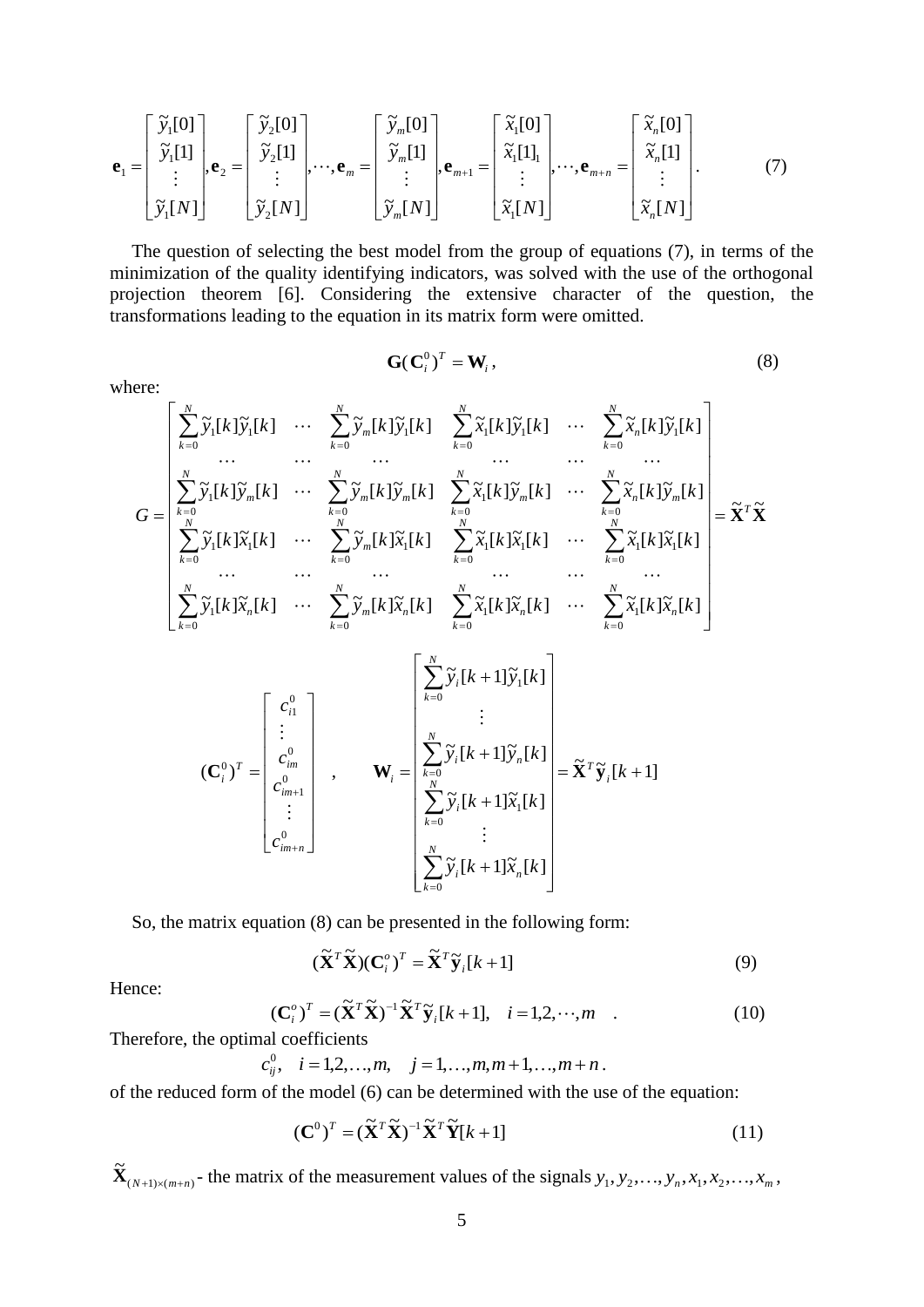$$\mathbf{e}_1 = \begin{bmatrix} \tilde{y}_1[0] \\ \tilde{y}_1[1] \\ \vdots \\ \tilde{y}_1[N] \end{bmatrix}, \mathbf{e}_2 = \begin{bmatrix} \tilde{y}_2[0] \\ \tilde{y}_2[1] \\ \vdots \\ \tilde{y}_2[N] \end{bmatrix}, \cdots, \mathbf{e}_m = \begin{bmatrix} \tilde{y}_m[0] \\ \tilde{y}_m[1] \\ \vdots \\ \tilde{y}_m[N] \end{bmatrix}, \mathbf{e}_{m+1} = \begin{bmatrix} \tilde{x}_1[0] \\ \tilde{x}_1[1]_1 \\ \vdots \\ \tilde{x}_1[N] \end{bmatrix}, \cdots, \mathbf{e}_{m+n} = \begin{bmatrix} \tilde{x}_n[0] \\ \tilde{x}_n[1] \\ \vdots \\ \tilde{x}_n[N] \end{bmatrix}. \tag{7}$$

The question of selecting the best model from the group of equations (7), in terms of the minimization of the quality identifying indicators, was solved with the use of the orthogonal projection theorem [6]. Considering the extensive character of the question, the transformations leading to the equation in its matrix form were omitted.

$$\mathbf{G}(\mathbf{C}_i^0)^T = \mathbf{W}_i, \tag{8}$$

where:

$$G = \begin{bmatrix} \sum_{k=0}^{N} \tilde{y}_1[k]\tilde{y}_1[k] & \cdots & \sum_{k=0}^{N} \tilde{y}_m[k]\tilde{y}_1[k] & \sum_{k=0}^{N} \tilde{x}_1[k]\tilde{y}_1[k] & \cdots & \sum_{k=0}^{N} \tilde{x}_n[k]\tilde{y}_1[k] \\ \cdots & \cdots & \cdots & \cdots & \cdots & \cdots \\ \sum_{k=0}^{N} \tilde{y}_1[k]\tilde{y}_m[k] & \cdots & \sum_{k=0}^{N} \tilde{y}_m[k]\tilde{y}_m[k] & \sum_{k=0}^{N} \tilde{x}_1[k]\tilde{y}_m[k] & \cdots & \sum_{k=0}^{N} \tilde{x}_n[k]\tilde{y}_m[k] \\ \sum_{k=0}^{N} \tilde{y}_1[k]\tilde{x}_1[k] & \cdots & \sum_{k=0}^{N} \tilde{y}_m[k]\tilde{x}_1[k] & \sum_{k=0}^{N} \tilde{x}_1[k]\tilde{x}_1[k] & \cdots & \sum_{k=0}^{N} \tilde{x}_1[k]\tilde{x}_1[k] \\ \cdots & \cdots & \cdots & \cdots & \cdots & \cdots \\ \sum_{k=0}^{N} \tilde{y}_1[k]\tilde{x}_n[k] & \cdots & \sum_{k=0}^{N} \tilde{y}_m[k]\tilde{x}_n[k] & \sum_{k=0}^{N} \tilde{x}_1[k]\tilde{x}_n[k] & \cdots & \sum_{k=0}^{N} \tilde{x}_1[k]\tilde{x}_n[k] \end{bmatrix} = \tilde{\mathbf{X}}^T\tilde{\mathbf{X}}$$

$$(\mathbf{C}_i^0)^T = \begin{bmatrix} c_{i1}^0 \\ \vdots \\ c_{im}^0 \\ c_{im+1}^0 \\ \vdots \\ c_{im+n}^0 \end{bmatrix}, \qquad \mathbf{W}_i = \begin{bmatrix} \sum_{k=0}^{N} \tilde{y}_i[k+1]\tilde{y}_1[k] \\ \vdots \\ \sum_{k=0}^{N} \tilde{y}_i[k+1]\tilde{y}_n[k] \\ \sum_{k=0}^{N} \tilde{y}_i[k+1]\tilde{x}_1[k] \\ \vdots \\ \sum_{k=0}^{N} \tilde{y}_i[k+1]\tilde{x}_n[k] \end{bmatrix} = \tilde{\mathbf{X}}^T\tilde{\mathbf{y}}_i[k+1]$$

So, the matrix equation (8) can be presented in the following form:

$$(\tilde{\mathbf{X}}^T\tilde{\mathbf{X}})(\mathbf{C}_i^o)^T = \tilde{\mathbf{X}}^T\tilde{\mathbf{y}}_i[k+1] \tag{9}$$

Hence:

$$(\mathbf{C}_i^o)^T = (\tilde{\mathbf{X}}^T\tilde{\mathbf{X}})^{-1}\tilde{\mathbf{X}}^T\tilde{\mathbf{y}}_i[k+1], \quad i = 1,2,\cdots,m \quad . \tag{10}$$

Therefore, the optimal coefficients

$$c_{ij}^0, \quad i = 1,2,\ldots,m, \quad j = 1,\ldots,m,m+1,\ldots,m+n.$$

of the reduced form of the model (6) can be determined with the use of the equation:

$$(\mathbf{C}^0)^T = (\tilde{\mathbf{X}}^T\tilde{\mathbf{X}})^{-1}\tilde{\mathbf{X}}^T\tilde{\mathbf{Y}}[k+1] \tag{11}$$

$\tilde{\mathbf{X}}_{(N+1)\times(m+n)}$ - the matrix of the measurement values of the signals $y_1, y_2, \ldots, y_n, x_1, x_2, \ldots, x_m$,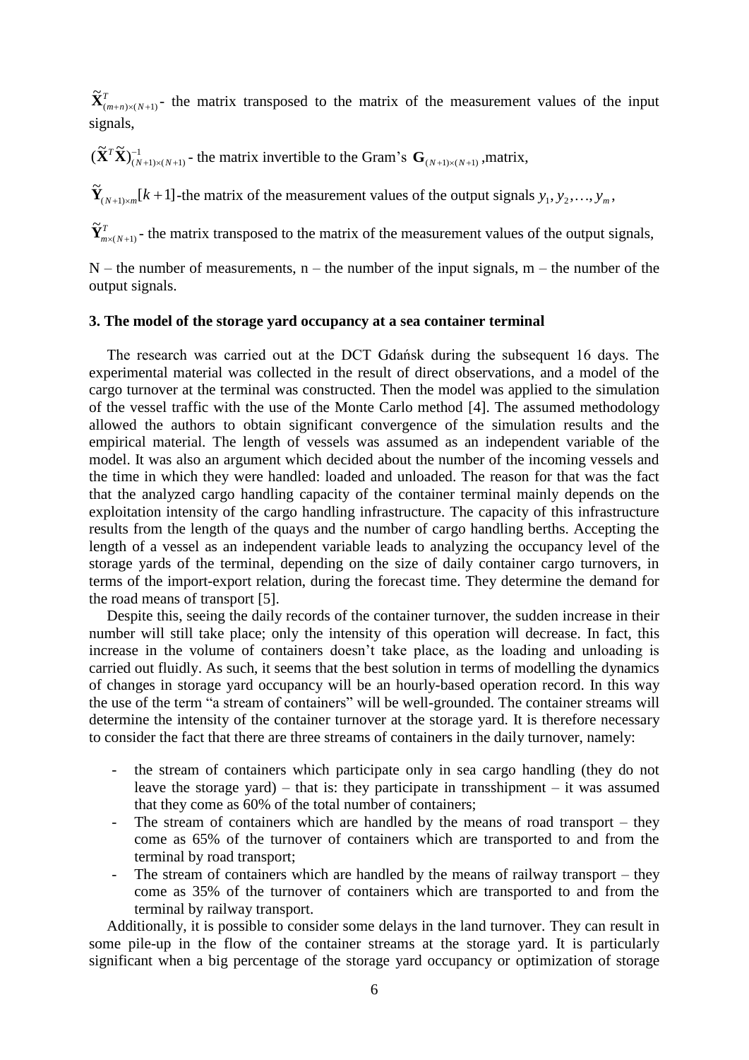$\widetilde{\mathbf{X}}^T_{(m+n)\times(N+1)}$ - the matrix transposed to the matrix of the measurement values of the input signals,

$(\widetilde{\mathbf{X}}^T\widetilde{\mathbf{X}})^{-1}_{(N+1)\times(N+1)}$ - the matrix invertible to the Gram's $\mathbf{G}_{(N+1)\times(N+1)}$ ,matrix,

$\widetilde{\mathbf{Y}}_{(N+1)\times m}[k+1]$-the matrix of the measurement values of the output signals $y_1, y_2, \ldots, y_m$,

$\widetilde{\mathbf{Y}}^T_{m\times(N+1)}$ - the matrix transposed to the matrix of the measurement values of the output signals,

N – the number of measurements, n – the number of the input signals, m – the number of the output signals.

### 3. The model of the storage yard occupancy at a sea container terminal

The research was carried out at the DCT Gdańsk during the subsequent 16 days. The experimental material was collected in the result of direct observations, and a model of the cargo turnover at the terminal was constructed. Then the model was applied to the simulation of the vessel traffic with the use of the Monte Carlo method [4]. The assumed methodology allowed the authors to obtain significant convergence of the simulation results and the empirical material. The length of vessels was assumed as an independent variable of the model. It was also an argument which decided about the number of the incoming vessels and the time in which they were handled: loaded and unloaded. The reason for that was the fact that the analyzed cargo handling capacity of the container terminal mainly depends on the exploitation intensity of the cargo handling infrastructure. The capacity of this infrastructure results from the length of the quays and the number of cargo handling berths. Accepting the length of a vessel as an independent variable leads to analyzing the occupancy level of the storage yards of the terminal, depending on the size of daily container cargo turnovers, in terms of the import-export relation, during the forecast time. They determine the demand for the road means of transport [5].

Despite this, seeing the daily records of the container turnover, the sudden increase in their number will still take place; only the intensity of this operation will decrease. In fact, this increase in the volume of containers doesn't take place, as the loading and unloading is carried out fluidly. As such, it seems that the best solution in terms of modelling the dynamics of changes in storage yard occupancy will be an hourly-based operation record. In this way the use of the term "a stream of containers" will be well-grounded. The container streams will determine the intensity of the container turnover at the storage yard. It is therefore necessary to consider the fact that there are three streams of containers in the daily turnover, namely:

- the stream of containers which participate only in sea cargo handling (they do not leave the storage yard) – that is: they participate in transshipment – it was assumed that they come as 60% of the total number of containers;
- The stream of containers which are handled by the means of road transport – they come as 65% of the turnover of containers which are transported to and from the terminal by road transport;
- The stream of containers which are handled by the means of railway transport – they come as 35% of the turnover of containers which are transported to and from the terminal by railway transport.

Additionally, it is possible to consider some delays in the land turnover. They can result in some pile-up in the flow of the container streams at the storage yard. It is particularly significant when a big percentage of the storage yard occupancy or optimization of storage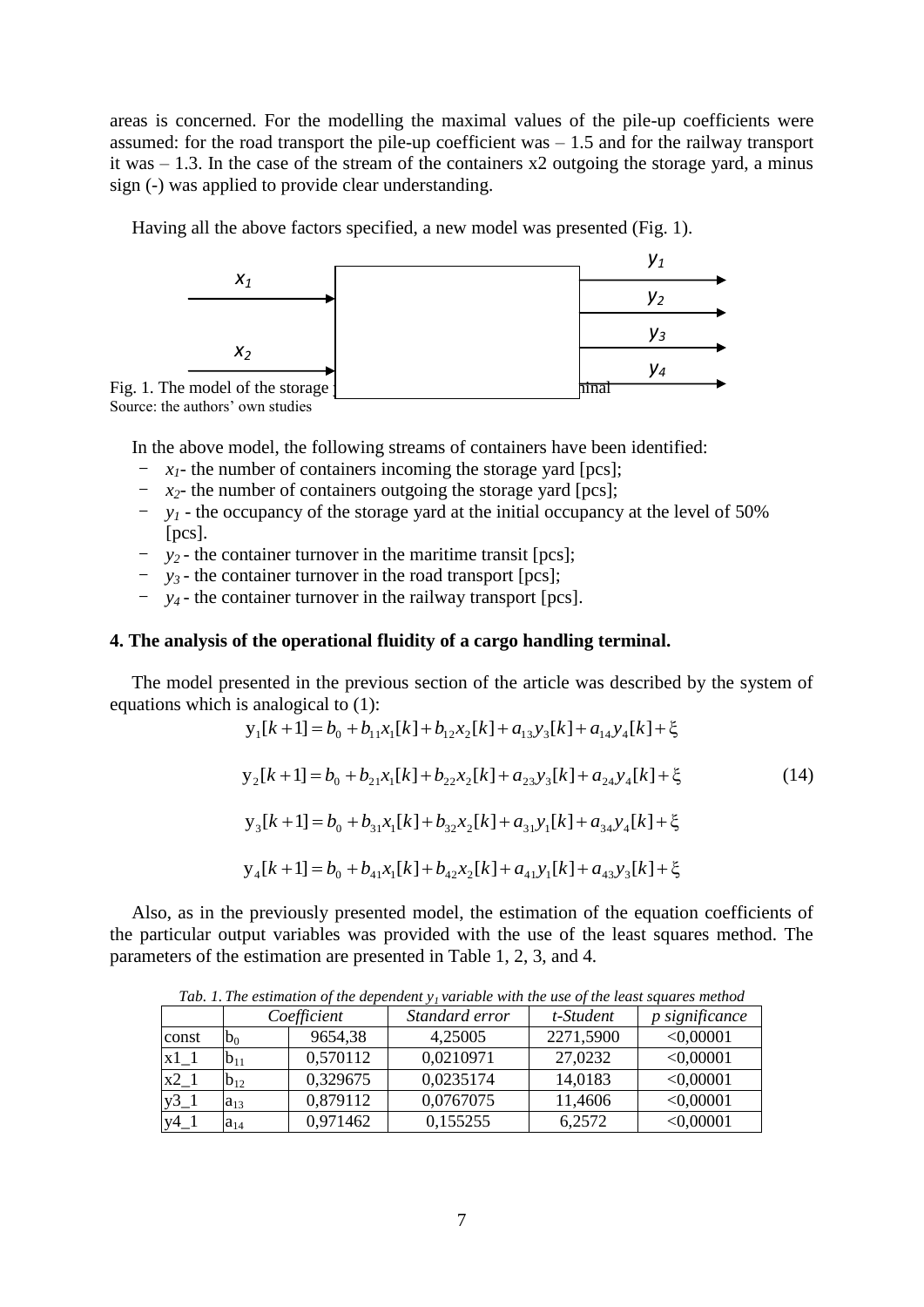areas is concerned. For the modelling the maximal values of the pile-up coefficients were assumed: for the road transport the pile-up coefficient was – 1.5 and for the railway transport it was – 1.3. In the case of the stream of the containers x2 outgoing the storage yard, a minus sign (-) was applied to provide clear understanding.

Having all the above factors specified, a new model was presented (Fig. 1).

Fig. 1. The model of the storage yard of the container terminal
Source: the authors' own studies

In the above model, the following streams of containers have been identified:

- $x_1$- the number of containers incoming the storage yard [pcs];
- $x_2$- the number of containers outgoing the storage yard [pcs];
- $y_1$ - the occupancy of the storage yard at the initial occupancy at the level of 50% [pcs].
- $y_2$ - the container turnover in the maritime transit [pcs];
- $y_3$ - the container turnover in the road transport [pcs];
- $y_4$ - the container turnover in the railway transport [pcs].

**4. The analysis of the operational fluidity of a cargo handling terminal.**

The model presented in the previous section of the article was described by the system of equations which is analogical to (1):

$$
\begin{aligned}
y_1[k+1] &= b_0 + b_{11}x_1[k] + b_{12}x_2[k] + a_{13}y_3[k] + a_{14}y_4[k] + \xi \\
y_2[k+1] &= b_0 + b_{21}x_1[k] + b_{22}x_2[k] + a_{23}y_3[k] + a_{24}y_4[k] + \xi \\
y_3[k+1] &= b_0 + b_{31}x_1[k] + b_{32}x_2[k] + a_{31}y_1[k] + a_{34}y_4[k] + \xi \\
y_4[k+1] &= b_0 + b_{41}x_1[k] + b_{42}x_2[k] + a_{41}y_1[k] + a_{43}y_3[k] + \xi
\end{aligned}
\tag{14}
$$

Also, as in the previously presented model, the estimation of the equation coefficients of the particular output variables was provided with the use of the least squares method. The parameters of the estimation are presented in Table 1, 2, 3, and 4.

*Tab. 1. The estimation of the dependent $y_1$ variable with the use of the least squares method*

| | | *Coefficient* | *Standard error* | *t-Student* | *p significance* |
|---|---|---|---|---|---|
| const | $b_0$ | 9654,38 | 4,25005 | 2271,5900 | <0,00001 |
| x1_1 | $b_{11}$ | 0,570112 | 0,0210971 | 27,0232 | <0,00001 |
| x2_1 | $b_{12}$ | 0,329675 | 0,0235174 | 14,0183 | <0,00001 |
| y3_1 | $a_{13}$ | 0,879112 | 0,0767075 | 11,4606 | <0,00001 |
| y4_1 | $a_{14}$ | 0,971462 | 0,155255 | 6,2572 | <0,00001 |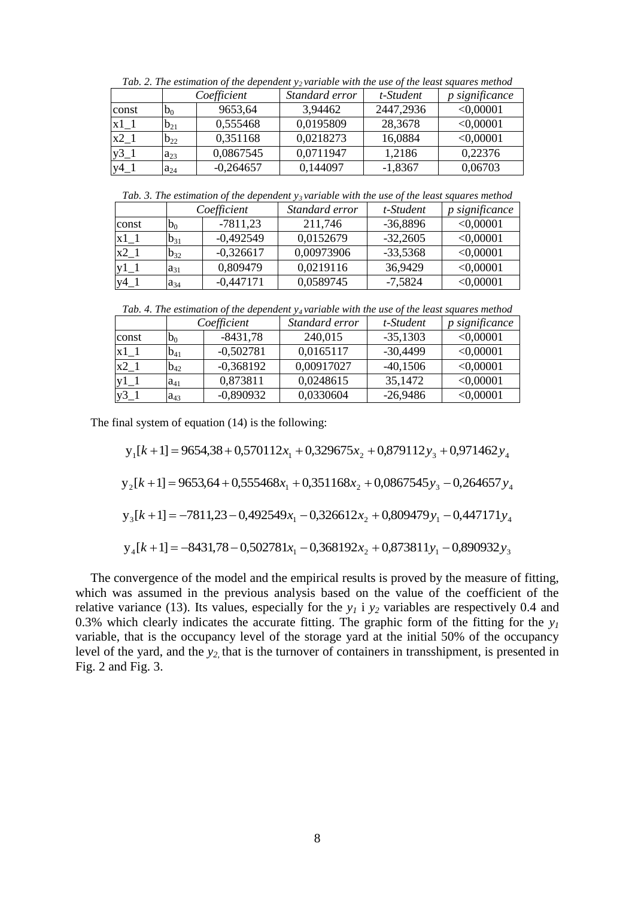*Tab. 2. The estimation of the dependent $y_2$ variable with the use of the least squares method*

| | Coefficient | | Standard error | t-Student | p significance |
|---|---|---|---|---|---|
| const | $b_0$ | 9653,64 | 3,94462 | 2447,2936 | <0,00001 |
| x1_1 | $b_{21}$ | 0,555468 | 0,0195809 | 28,3678 | <0,00001 |
| x2_1 | $b_{22}$ | 0,351168 | 0,0218273 | 16,0884 | <0,00001 |
| y3_1 | $a_{23}$ | 0,0867545 | 0,0711947 | 1,2186 | 0,22376 |
| y4_1 | $a_{24}$ | -0,264657 | 0,144097 | -1,8367 | 0,06703 |

*Tab. 3. The estimation of the dependent $y_3$ variable with the use of the least squares method*

| | Coefficient | | Standard error | t-Student | p significance |
|---|---|---|---|---|---|
| const | $b_0$ | -7811,23 | 211,746 | -36,8896 | <0,00001 |
| x1_1 | $b_{31}$ | -0,492549 | 0,0152679 | -32,2605 | <0,00001 |
| x2_1 | $b_{32}$ | -0,326617 | 0,00973906 | -33,5368 | <0,00001 |
| y1_1 | $a_{31}$ | 0,809479 | 0,0219116 | 36,9429 | <0,00001 |
| y4_1 | $a_{34}$ | -0,447171 | 0,0589745 | -7,5824 | <0,00001 |

*Tab. 4. The estimation of the dependent $y_4$ variable with the use of the least squares method*

| | Coefficient | | Standard error | t-Student | p significance |
|---|---|---|---|---|---|
| const | $b_0$ | -8431,78 | 240,015 | -35,1303 | <0,00001 |
| x1_1 | $b_{41}$ | -0,502781 | 0,0165117 | -30,4499 | <0,00001 |
| x2_1 | $b_{42}$ | -0,368192 | 0,00917027 | -40,1506 | <0,00001 |
| y1_1 | $a_{41}$ | 0,873811 | 0,0248615 | 35,1472 | <0,00001 |
| y3_1 | $a_{43}$ | -0,890932 | 0,0330604 | -26,9486 | <0,00001 |

The final system of equation (14) is the following:

$$y_1[k+1] = 9654{,}38 + 0{,}570112x_1 + 0{,}329675x_2 + 0{,}879112y_3 + 0{,}971462y_4$$

$$y_2[k+1] = 9653{,}64 + 0{,}555468x_1 + 0{,}351168x_2 + 0{,}0867545y_3 - 0{,}264657y_4$$

$$y_3[k+1] = -7811{,}23 - 0{,}492549x_1 - 0{,}326612x_2 + 0{,}809479y_1 - 0{,}447171y_4$$

$$y_4[k+1] = -8431{,}78 - 0{,}502781x_1 - 0{,}368192x_2 + 0{,}873811y_1 - 0{,}890932y_3$$

The convergence of the model and the empirical results is proved by the measure of fitting, which was assumed in the previous analysis based on the value of the coefficient of the relative variance (13). Its values, especially for the $y_1$ i $y_2$ variables are respectively 0.4 and 0.3% which clearly indicates the accurate fitting. The graphic form of the fitting for the $y_1$ variable, that is the occupancy level of the storage yard at the initial 50% of the occupancy level of the yard, and the $y_2$, that is the turnover of containers in transshipment, is presented in Fig. 2 and Fig. 3.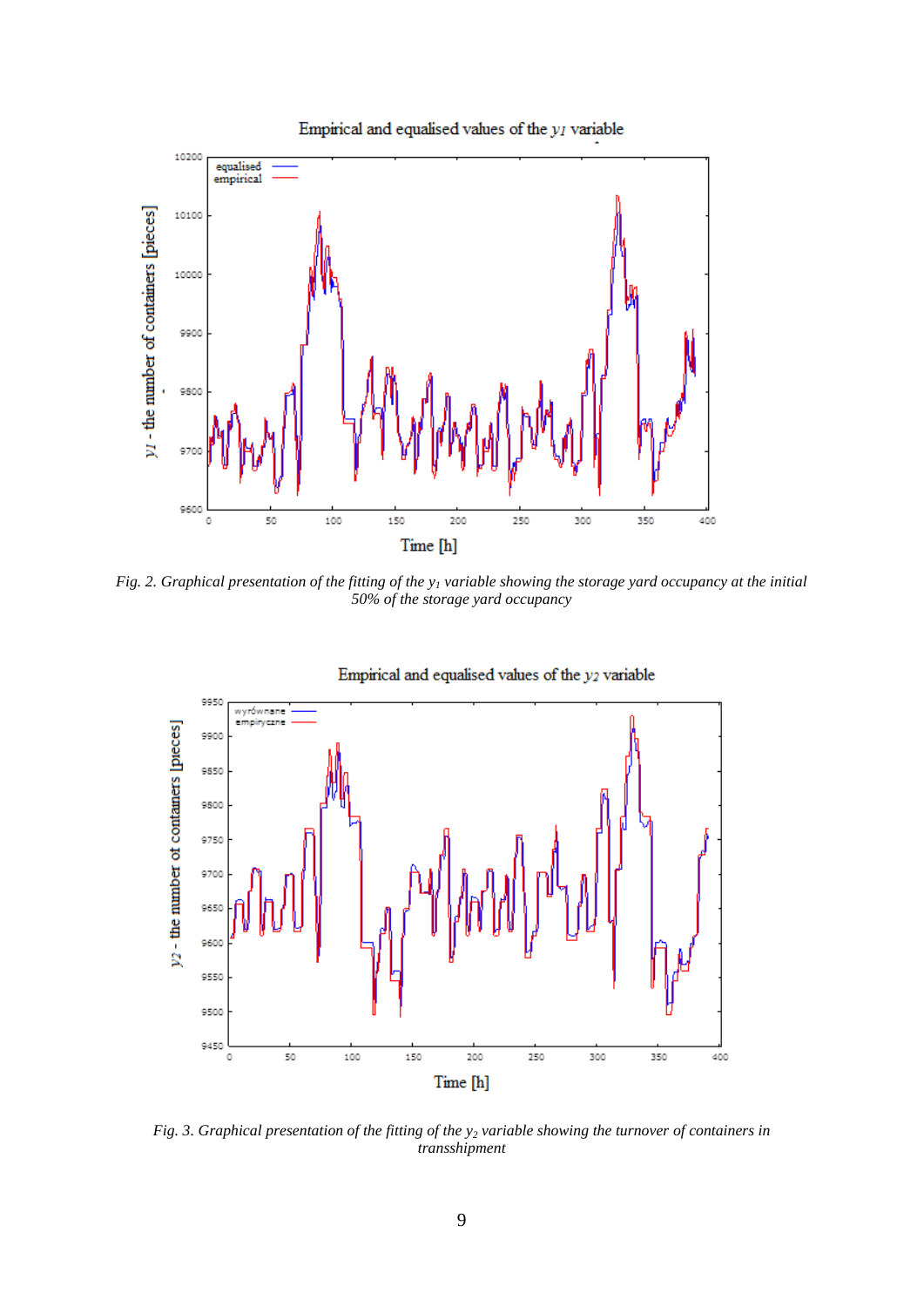*Fig. 2. Graphical presentation of the fitting of the $y_1$ variable showing the storage yard occupancy at the initial 50% of the storage yard occupancy*

*Fig. 3. Graphical presentation of the fitting of the $y_2$ variable showing the turnover of containers in transshipment*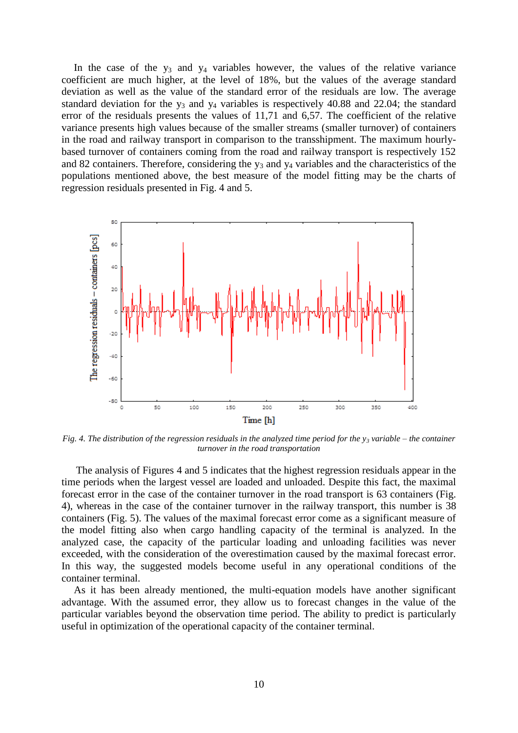In the case of the $y_3$ and $y_4$ variables however, the values of the relative variance coefficient are much higher, at the level of 18%, but the values of the average standard deviation as well as the value of the standard error of the residuals are low. The average standard deviation for the $y_3$ and $y_4$ variables is respectively 40.88 and 22.04; the standard error of the residuals presents the values of 11,71 and 6,57. The coefficient of the relative variance presents high values because of the smaller streams (smaller turnover) of containers in the road and railway transport in comparison to the transshipment. The maximum hourly-based turnover of containers coming from the road and railway transport is respectively 152 and 82 containers. Therefore, considering the $y_3$ and $y_4$ variables and the characteristics of the populations mentioned above, the best measure of the model fitting may be the charts of regression residuals presented in Fig. 4 and 5.

*Fig. 4. The distribution of the regression residuals in the analyzed time period for the $y_3$ variable – the container turnover in the road transportation*

The analysis of Figures 4 and 5 indicates that the highest regression residuals appear in the time periods when the largest vessel are loaded and unloaded. Despite this fact, the maximal forecast error in the case of the container turnover in the road transport is 63 containers (Fig. 4), whereas in the case of the container turnover in the railway transport, this number is 38 containers (Fig. 5). The values of the maximal forecast error come as a significant measure of the model fitting also when cargo handling capacity of the terminal is analyzed. In the analyzed case, the capacity of the particular loading and unloading facilities was never exceeded, with the consideration of the overestimation caused by the maximal forecast error. In this way, the suggested models become useful in any operational conditions of the container terminal.

As it has been already mentioned, the multi-equation models have another significant advantage. With the assumed error, they allow us to forecast changes in the value of the particular variables beyond the observation time period. The ability to predict is particularly useful in optimization of the operational capacity of the container terminal.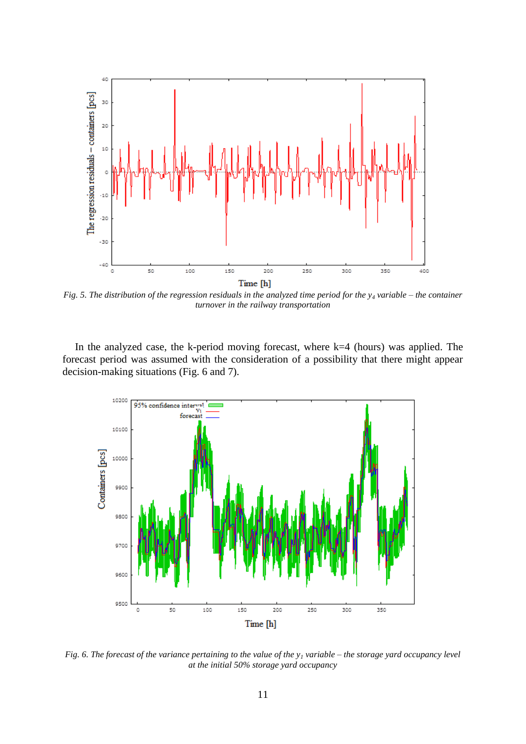Fig. 5. *The distribution of the regression residuals in the analyzed time period for the $y_4$ variable – the container turnover in the railway transportation*

In the analyzed case, the k-period moving forecast, where k=4 (hours) was applied. The forecast period was assumed with the consideration of a possibility that there might appear decision-making situations (Fig. 6 and 7).

Fig. 6. *The forecast of the variance pertaining to the value of the $y_1$ variable – the storage yard occupancy level at the initial 50% storage yard occupancy*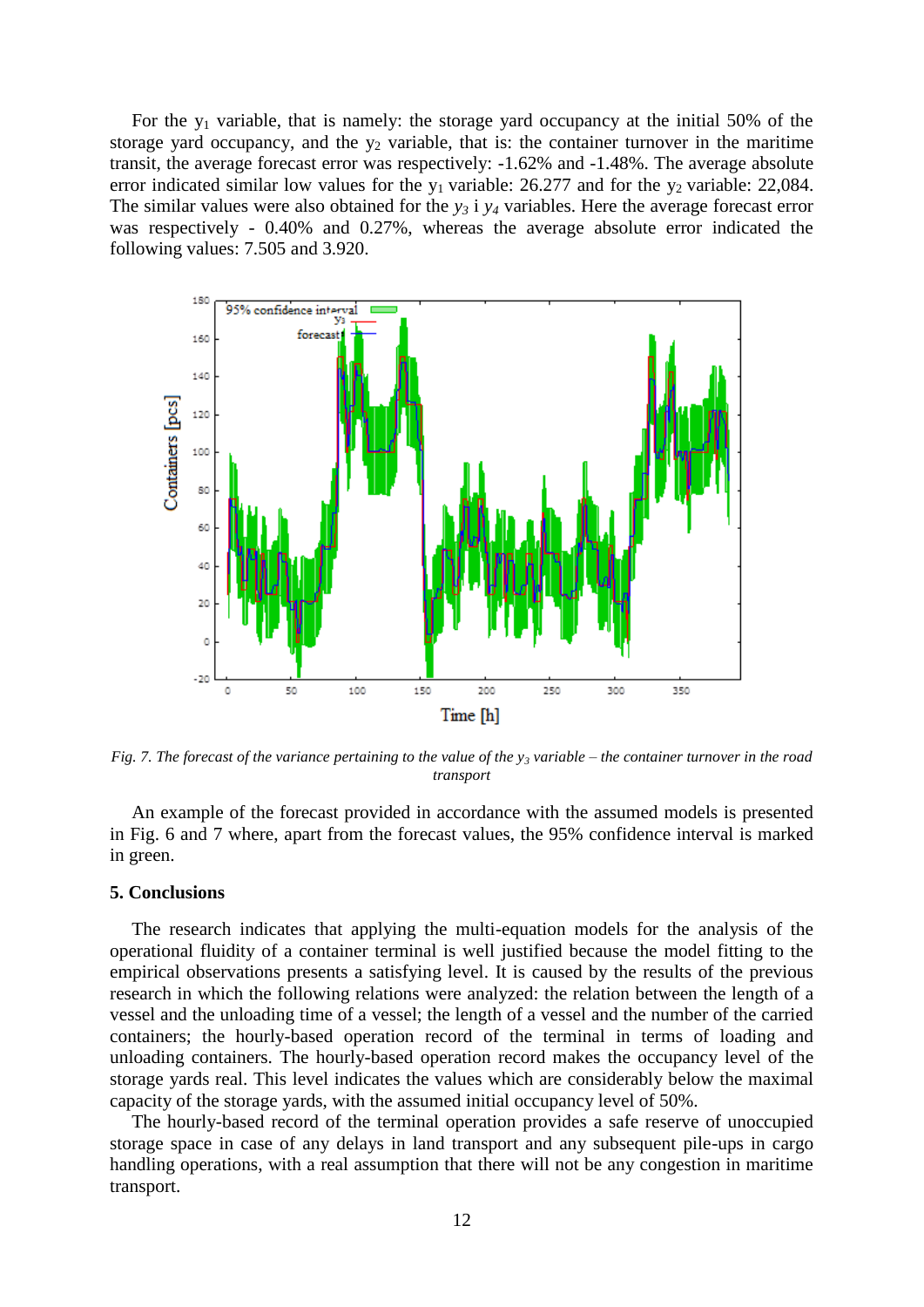For the $y_1$ variable, that is namely: the storage yard occupancy at the initial 50% of the storage yard occupancy, and the $y_2$ variable, that is: the container turnover in the maritime transit, the average forecast error was respectively: -1.62% and -1.48%. The average absolute error indicated similar low values for the $y_1$ variable: 26.277 and for the $y_2$ variable: 22,084. The similar values were also obtained for the $y_3$ i $y_4$ variables. Here the average forecast error was respectively - 0.40% and 0.27%, whereas the average absolute error indicated the following values: 7.505 and 3.920.

*Fig. 7. The forecast of the variance pertaining to the value of the $y_3$ variable – the container turnover in the road transport*

An example of the forecast provided in accordance with the assumed models is presented in Fig. 6 and 7 where, apart from the forecast values, the 95% confidence interval is marked in green.

## 5. Conclusions

The research indicates that applying the multi-equation models for the analysis of the operational fluidity of a container terminal is well justified because the model fitting to the empirical observations presents a satisfying level. It is caused by the results of the previous research in which the following relations were analyzed: the relation between the length of a vessel and the unloading time of a vessel; the length of a vessel and the number of the carried containers; the hourly-based operation record of the terminal in terms of loading and unloading containers. The hourly-based operation record makes the occupancy level of the storage yards real. This level indicates the values which are considerably below the maximal capacity of the storage yards, with the assumed initial occupancy level of 50%.

The hourly-based record of the terminal operation provides a safe reserve of unoccupied storage space in case of any delays in land transport and any subsequent pile-ups in cargo handling operations, with a real assumption that there will not be any congestion in maritime transport.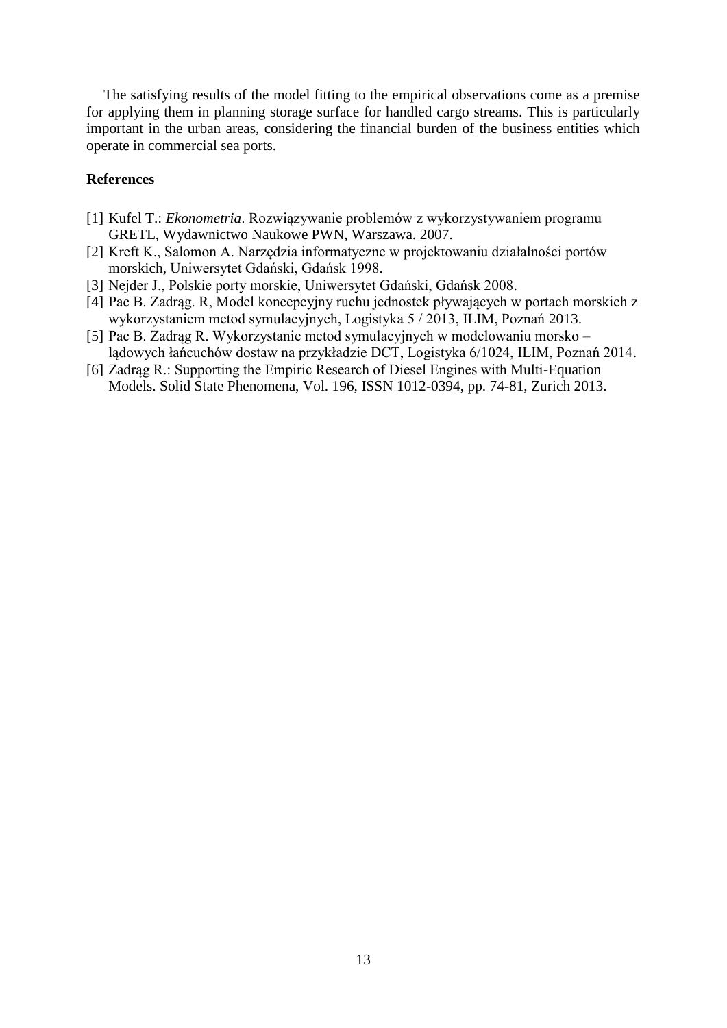The satisfying results of the model fitting to the empirical observations come as a premise for applying them in planning storage surface for handled cargo streams. This is particularly important in the urban areas, considering the financial burden of the business entities which operate in commercial sea ports.

## References

[1] Kufel T.: *Ekonometria*. Rozwiązywanie problemów z wykorzystywaniem programu GRETL, Wydawnictwo Naukowe PWN, Warszawa. 2007.

[2] Kreft K., Salomon A. Narzędzia informatyczne w projektowaniu działalności portów morskich, Uniwersytet Gdański, Gdańsk 1998.

[3] Nejder J., Polskie porty morskie, Uniwersytet Gdański, Gdańsk 2008.

[4] Pac B. Zadrąg. R, Model koncepcyjny ruchu jednostek pływających w portach morskich z wykorzystaniem metod symulacyjnych, Logistyka 5 / 2013, ILIM, Poznań 2013.

[5] Pac B. Zadrąg R. Wykorzystanie metod symulacyjnych w modelowaniu morsko – lądowych łańcuchów dostaw na przykładzie DCT, Logistyka 6/1024, ILIM, Poznań 2014.

[6] Zadrąg R.: Supporting the Empiric Research of Diesel Engines with Multi-Equation Models. Solid State Phenomena, Vol. 196, ISSN 1012-0394, pp. 74-81, Zurich 2013.